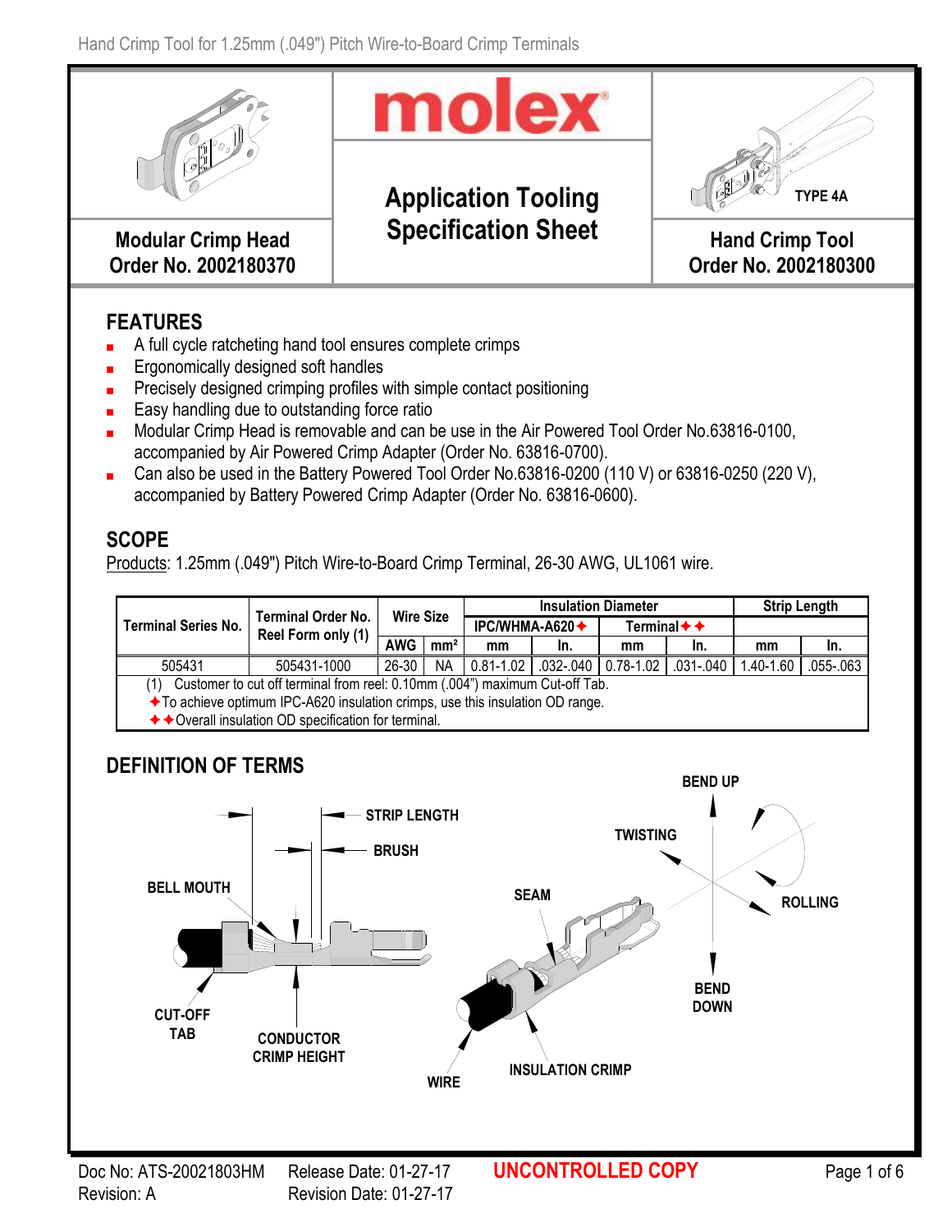Hand Crimp Tool for 1.25mm (.049") Pitch Wire-to-Board Crimp Terminals

| Modular Crimp Head Order No. 2002180370 | molex Application Tooling Specification Sheet | TYPE 4A Hand Crimp Tool Order No. 2002180300 |
|---|---|---|

## FEATURES

- A full cycle ratcheting hand tool ensures complete crimps
- Ergonomically designed soft handles
- Precisely designed crimping profiles with simple contact positioning
- Easy handling due to outstanding force ratio
- Modular Crimp Head is removable and can be use in the Air Powered Tool Order No.63816-0100, accompanied by Air Powered Crimp Adapter (Order No. 63816-0700).
- Can also be used in the Battery Powered Tool Order No.63816-0200 (110 V) or 63816-0250 (220 V), accompanied by Battery Powered Crimp Adapter (Order No. 63816-0600).

## SCOPE

Products: 1.25mm (.049") Pitch Wire-to-Board Crimp Terminal, 26-30 AWG, UL1061 wire.

| Terminal Series No. | Terminal Order No. Reel Form only (1) | Wire Size | | Insulation Diameter | | | | Strip Length | |
|---|---|---|---|---|---|---|---|---|---|
| | | | | IPC/WHMA-A620✦ | | Terminal✦✦ | | | |
| | | AWG | mm² | mm | In. | mm | In. | mm | In. |
| 505431 | 505431-1000 | 26-30 | NA | 0.81-1.02 | .032-.040 | 0.78-1.02 | .031-.040 | 1.40-1.60 | .055-.063 |

(1) Customer to cut off terminal from reel: 0.10mm (.004") maximum Cut-off Tab.
✦To achieve optimum IPC-A620 insulation crimps, use this insulation OD range.
✦✦Overall insulation OD specification for terminal.

## DEFINITION OF TERMS

STRIP LENGTH, BRUSH, BELL MOUTH, CUT-OFF TAB, CONDUCTOR CRIMP HEIGHT, WIRE, SEAM, INSULATION CRIMP, TWISTING, BEND UP, ROLLING, BEND DOWN

Doc No: ATS-20021803HM Release Date: 01-27-17 **UNCONTROLLED COPY**
Revision: A Revision Date: 01-27-17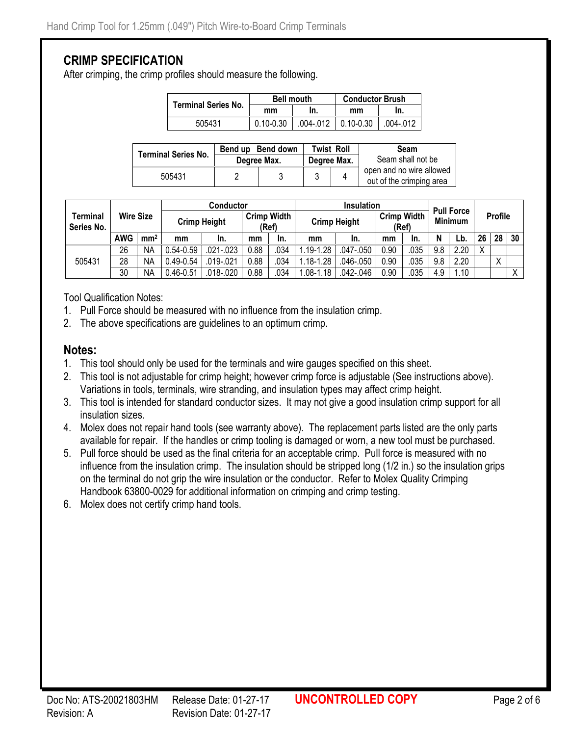## CRIMP SPECIFICATION

After crimping, the crimp profiles should measure the following.

| Terminal Series No. | Bell mouth | | Conductor Brush | |
|---|---|---|---|---|
| | mm | In. | mm | In. |
| 505431 | 0.10-0.30 | .004-.012 | 0.10-0.30 | .004-.012 |

| Terminal Series No. | Bend up | Bend down | Twist | Roll | Seam |
|---|---|---|---|---|---|
| | Degree Max. | | Degree Max. | | Seam shall not be open and no wire allowed out of the crimping area |
| 505431 | 2 | 3 | 3 | 4 | |

| Terminal Series No. | Wire Size | | Conductor | | | | Insulation | | | | Pull Force Minimum | | Profile | | |
|---|---|---|---|---|---|---|---|---|---|---|---|---|---|---|---|
| | | | Crimp Height | | Crimp Width (Ref) | | Crimp Height | | Crimp Width (Ref) | | | | | | |
| | AWG | mm² | mm | In. | mm | In. | mm | In. | mm | In. | N | Lb. | 26 | 28 | 30 |
| 505431 | 26 | NA | 0.54-0.59 | .021-.023 | 0.88 | .034 | 1.19-1.28 | .047-.050 | 0.90 | .035 | 9.8 | 2.20 | X | | |
| | 28 | NA | 0.49-0.54 | .019-.021 | 0.88 | .034 | 1.18-1.28 | .046-.050 | 0.90 | .035 | 9.8 | 2.20 | | X | |
| | 30 | NA | 0.46-0.51 | .018-.020 | 0.88 | .034 | 1.08-1.18 | .042-.046 | 0.90 | .035 | 4.9 | 1.10 | | | X |

Tool Qualification Notes:

1. Pull Force should be measured with no influence from the insulation crimp.
2. The above specifications are guidelines to an optimum crimp.

## Notes:

1. This tool should only be used for the terminals and wire gauges specified on this sheet.
2. This tool is not adjustable for crimp height; however crimp force is adjustable (See instructions above). Variations in tools, terminals, wire stranding, and insulation types may affect crimp height.
3. This tool is intended for standard conductor sizes. It may not give a good insulation crimp support for all insulation sizes.
4. Molex does not repair hand tools (see warranty above). The replacement parts listed are the only parts available for repair. If the handles or crimp tooling is damaged or worn, a new tool must be purchased.
5. Pull force should be used as the final criteria for an acceptable crimp. Pull force is measured with no influence from the insulation crimp. The insulation should be stripped long (1/2 in.) so the insulation grips on the terminal do not grip the wire insulation or the conductor. Refer to Molex Quality Crimping Handbook 63800-0029 for additional information on crimping and crimp testing.
6. Molex does not certify crimp hand tools.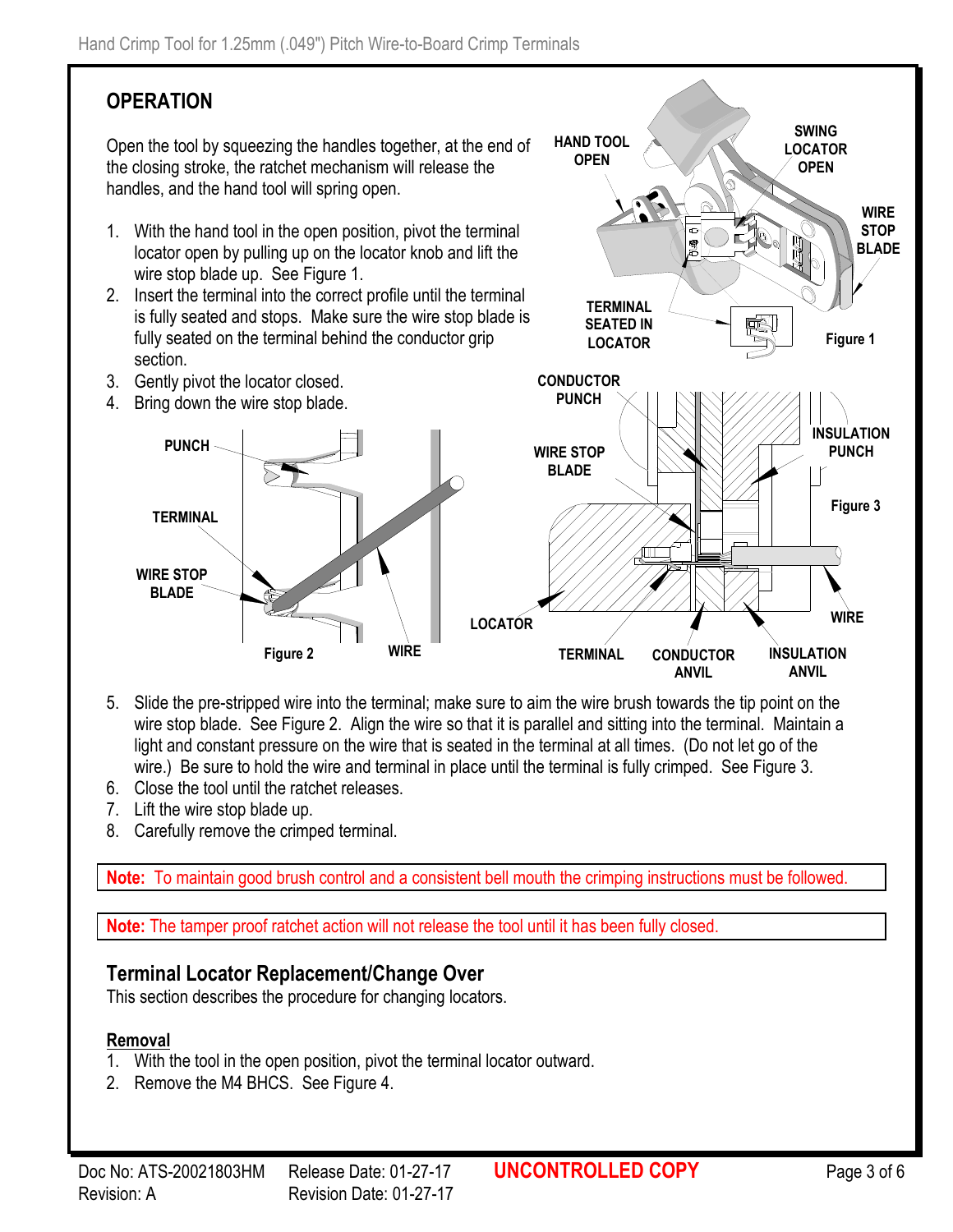## OPERATION

Open the tool by squeezing the handles together, at the end of the closing stroke, the ratchet mechanism will release the handles, and the hand tool will spring open.

1. With the hand tool in the open position, pivot the terminal locator open by pulling up on the locator knob and lift the wire stop blade up. See Figure 1.
2. Insert the terminal into the correct profile until the terminal is fully seated and stops. Make sure the wire stop blade is fully seated on the terminal behind the conductor grip section.
3. Gently pivot the locator closed.
4. Bring down the wire stop blade.

HAND TOOL OPEN, SWING LOCATOR OPEN, WIRE STOP BLADE, TERMINAL SEATED IN LOCATOR

Figure 1

PUNCH, TERMINAL, WIRE STOP BLADE, WIRE

Figure 2

CONDUCTOR PUNCH, INSULATION PUNCH, WIRE STOP BLADE, LOCATOR, WIRE, TERMINAL, CONDUCTOR ANVIL, INSULATION ANVIL

Figure 3

5. Slide the pre-stripped wire into the terminal; make sure to aim the wire brush towards the tip point on the wire stop blade. See Figure 2. Align the wire so that it is parallel and sitting into the terminal. Maintain a light and constant pressure on the wire that is seated in the terminal at all times. (Do not let go of the wire.) Be sure to hold the wire and terminal in place until the terminal is fully crimped. See Figure 3.
6. Close the tool until the ratchet releases.
7. Lift the wire stop blade up.
8. Carefully remove the crimped terminal.

**Note:** To maintain good brush control and a consistent bell mouth the crimping instructions must be followed.

**Note:** The tamper proof ratchet action will not release the tool until it has been fully closed.

## Terminal Locator Replacement/Change Over

This section describes the procedure for changing locators.

### Removal

1. With the tool in the open position, pivot the terminal locator outward.
2. Remove the M4 BHCS. See Figure 4.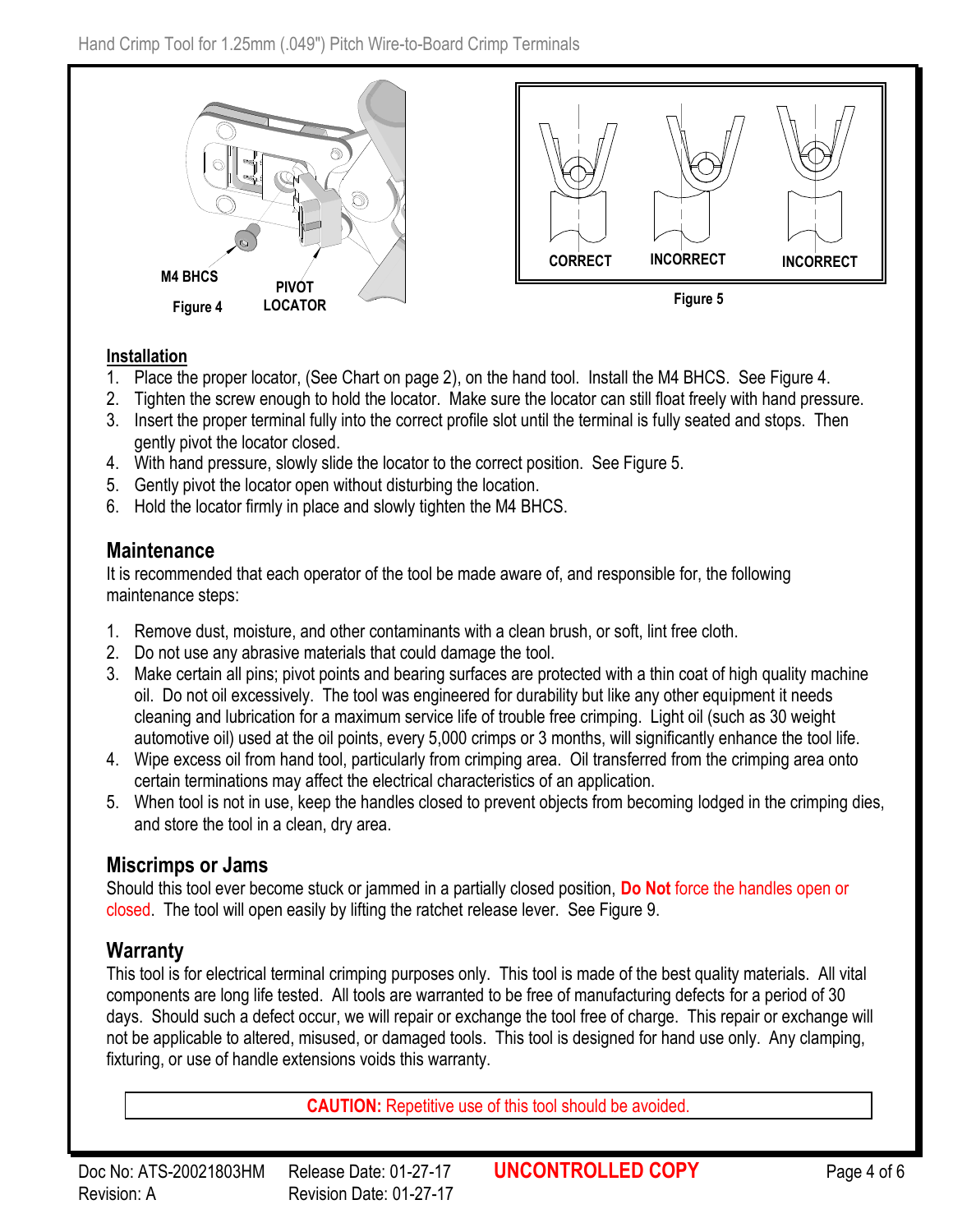M4 BHCS

PIVOT LOCATOR

Figure 4

CORRECT INCORRECT INCORRECT

Figure 5

**Installation**

1. Place the proper locator, (See Chart on page 2), on the hand tool. Install the M4 BHCS. See Figure 4.
2. Tighten the screw enough to hold the locator. Make sure the locator can still float freely with hand pressure.
3. Insert the proper terminal fully into the correct profile slot until the terminal is fully seated and stops. Then gently pivot the locator closed.
4. With hand pressure, slowly slide the locator to the correct position. See Figure 5.
5. Gently pivot the locator open without disturbing the location.
6. Hold the locator firmly in place and slowly tighten the M4 BHCS.

## Maintenance

It is recommended that each operator of the tool be made aware of, and responsible for, the following maintenance steps:

1. Remove dust, moisture, and other contaminants with a clean brush, or soft, lint free cloth.
2. Do not use any abrasive materials that could damage the tool.
3. Make certain all pins; pivot points and bearing surfaces are protected with a thin coat of high quality machine oil. Do not oil excessively. The tool was engineered for durability but like any other equipment it needs cleaning and lubrication for a maximum service life of trouble free crimping. Light oil (such as 30 weight automotive oil) used at the oil points, every 5,000 crimps or 3 months, will significantly enhance the tool life.
4. Wipe excess oil from hand tool, particularly from crimping area. Oil transferred from the crimping area onto certain terminations may affect the electrical characteristics of an application.
5. When tool is not in use, keep the handles closed to prevent objects from becoming lodged in the crimping dies, and store the tool in a clean, dry area.

## Miscrimps or Jams

Should this tool ever become stuck or jammed in a partially closed position, **Do Not** force the handles open or closed. The tool will open easily by lifting the ratchet release lever. See Figure 9.

## Warranty

This tool is for electrical terminal crimping purposes only. This tool is made of the best quality materials. All vital components are long life tested. All tools are warranted to be free of manufacturing defects for a period of 30 days. Should such a defect occur, we will repair or exchange the tool free of charge. This repair or exchange will not be applicable to altered, misused, or damaged tools. This tool is designed for hand use only. Any clamping, fixturing, or use of handle extensions voids this warranty.

**CAUTION:** Repetitive use of this tool should be avoided.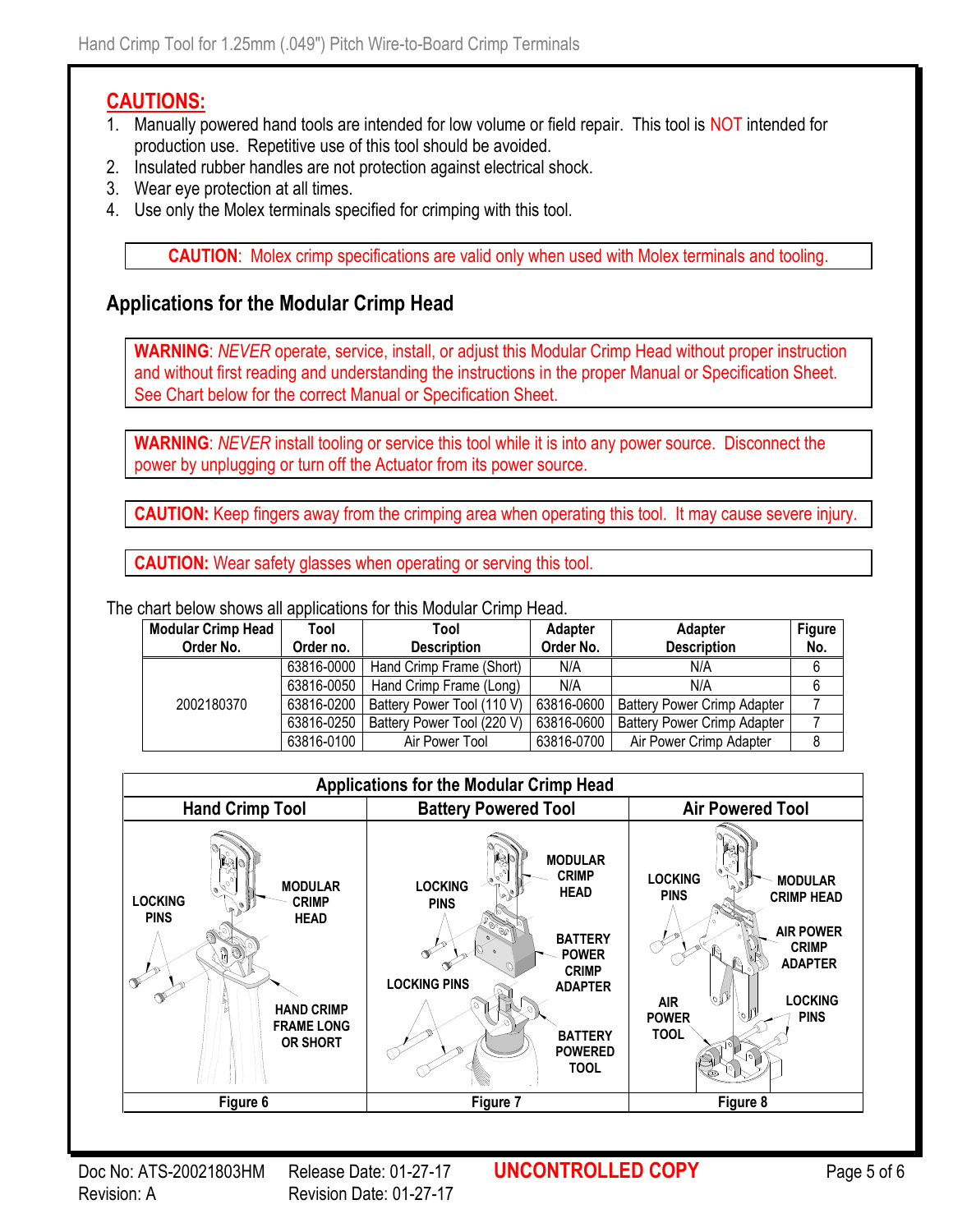## CAUTIONS:

1. Manually powered hand tools are intended for low volume or field repair. This tool is NOT intended for production use. Repetitive use of this tool should be avoided.
2. Insulated rubber handles are not protection against electrical shock.
3. Wear eye protection at all times.
4. Use only the Molex terminals specified for crimping with this tool.

**CAUTION**: Molex crimp specifications are valid only when used with Molex terminals and tooling.

## Applications for the Modular Crimp Head

**WARNING**: *NEVER* operate, service, install, or adjust this Modular Crimp Head without proper instruction and without first reading and understanding the instructions in the proper Manual or Specification Sheet. See Chart below for the correct Manual or Specification Sheet.

**WARNING**: *NEVER* install tooling or service this tool while it is into any power source. Disconnect the power by unplugging or turn off the Actuator from its power source.

**CAUTION:** Keep fingers away from the crimping area when operating this tool. It may cause severe injury.

**CAUTION:** Wear safety glasses when operating or serving this tool.

The chart below shows all applications for this Modular Crimp Head.

| Modular Crimp Head Order No. | Tool Order no. | Tool Description | Adapter Order No. | Adapter Description | Figure No. |
|---|---|---|---|---|---|
| 2002180370 | 63816-0000 | Hand Crimp Frame (Short) | N/A | N/A | 6 |
| | 63816-0050 | Hand Crimp Frame (Long) | N/A | N/A | 6 |
| | 63816-0200 | Battery Power Tool (110 V) | 63816-0600 | Battery Power Crimp Adapter | 7 |
| | 63816-0250 | Battery Power Tool (220 V) | 63816-0600 | Battery Power Crimp Adapter | 7 |
| | 63816-0100 | Air Power Tool | 63816-0700 | Air Power Crimp Adapter | 8 |

| Applications for the Modular Crimp Head | | |
|---|---|---|
| **Hand Crimp Tool** | **Battery Powered Tool** | **Air Powered Tool** |
| LOCKING PINS; MODULAR CRIMP HEAD; HAND CRIMP FRAME LONG OR SHORT | LOCKING PINS; MODULAR CRIMP HEAD; BATTERY POWER CRIMP ADAPTER; LOCKING PINS; BATTERY POWERED TOOL | LOCKING PINS; MODULAR CRIMP HEAD; AIR POWER CRIMP ADAPTER; AIR POWER TOOL; LOCKING PINS |
| Figure 6 | Figure 7 | Figure 8 |

Doc No: ATS-20021803HM Release Date: 01-27-17 **UNCONTROLLED COPY**
Revision: A Revision Date: 01-27-17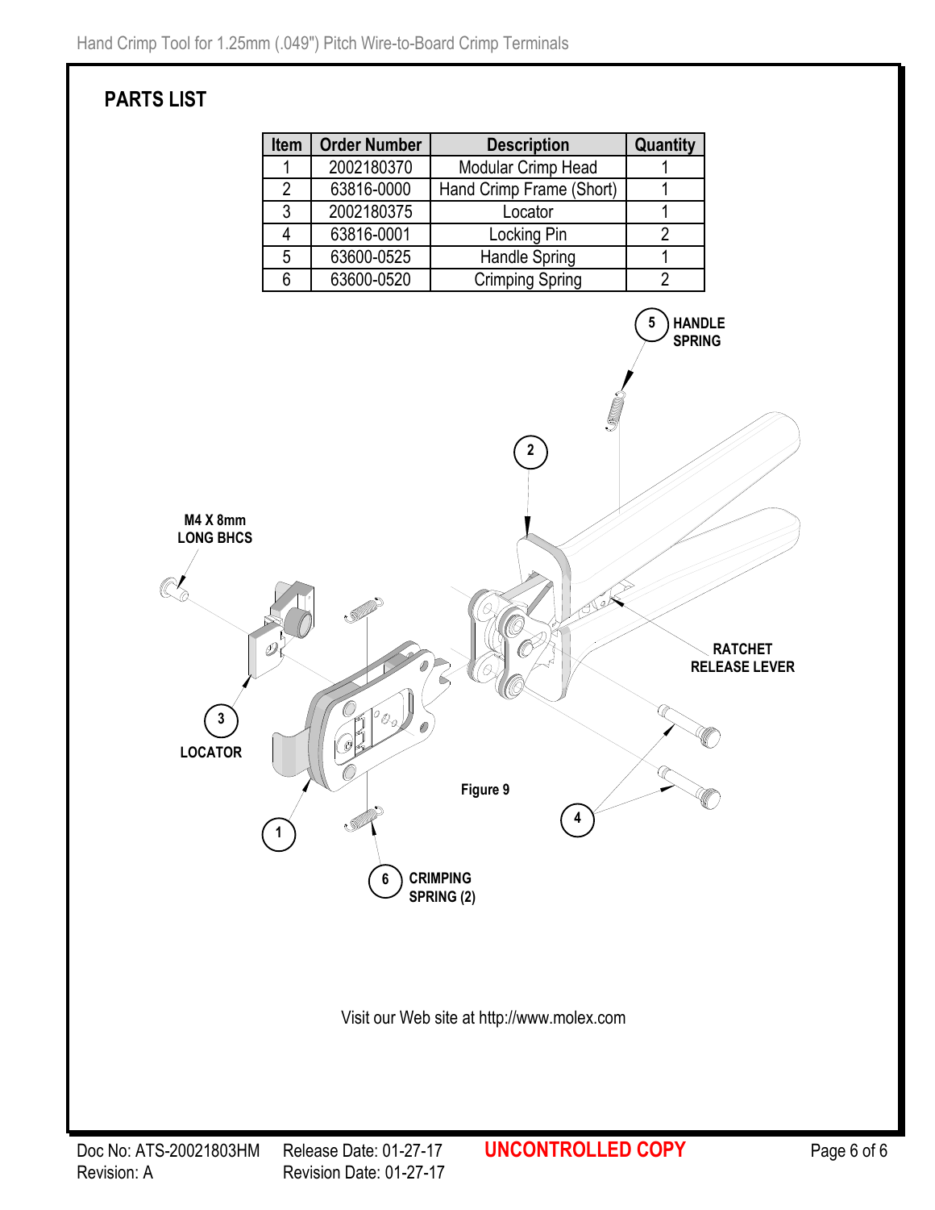## PARTS LIST

| Item | Order Number | Description | Quantity |
|---|---|---|---|
| 1 | 2002180370 | Modular Crimp Head | 1 |
| 2 | 63816-0000 | Hand Crimp Frame (Short) | 1 |
| 3 | 2002180375 | Locator | 1 |
| 4 | 63816-0001 | Locking Pin | 2 |
| 5 | 63600-0525 | Handle Spring | 1 |
| 6 | 63600-0520 | Crimping Spring | 2 |

5 HANDLE SPRING

2

M4 X 8mm LONG BHCS

RATCHET RELEASE LEVER

3 LOCATOR

Figure 9

4

1

6 CRIMPING SPRING (2)

Visit our Web site at http://www.molex.com

Doc No: ATS-20021803HM
Revision: A
Release Date: 01-27-17
Revision Date: 01-27-17
UNCONTROLLED COPY